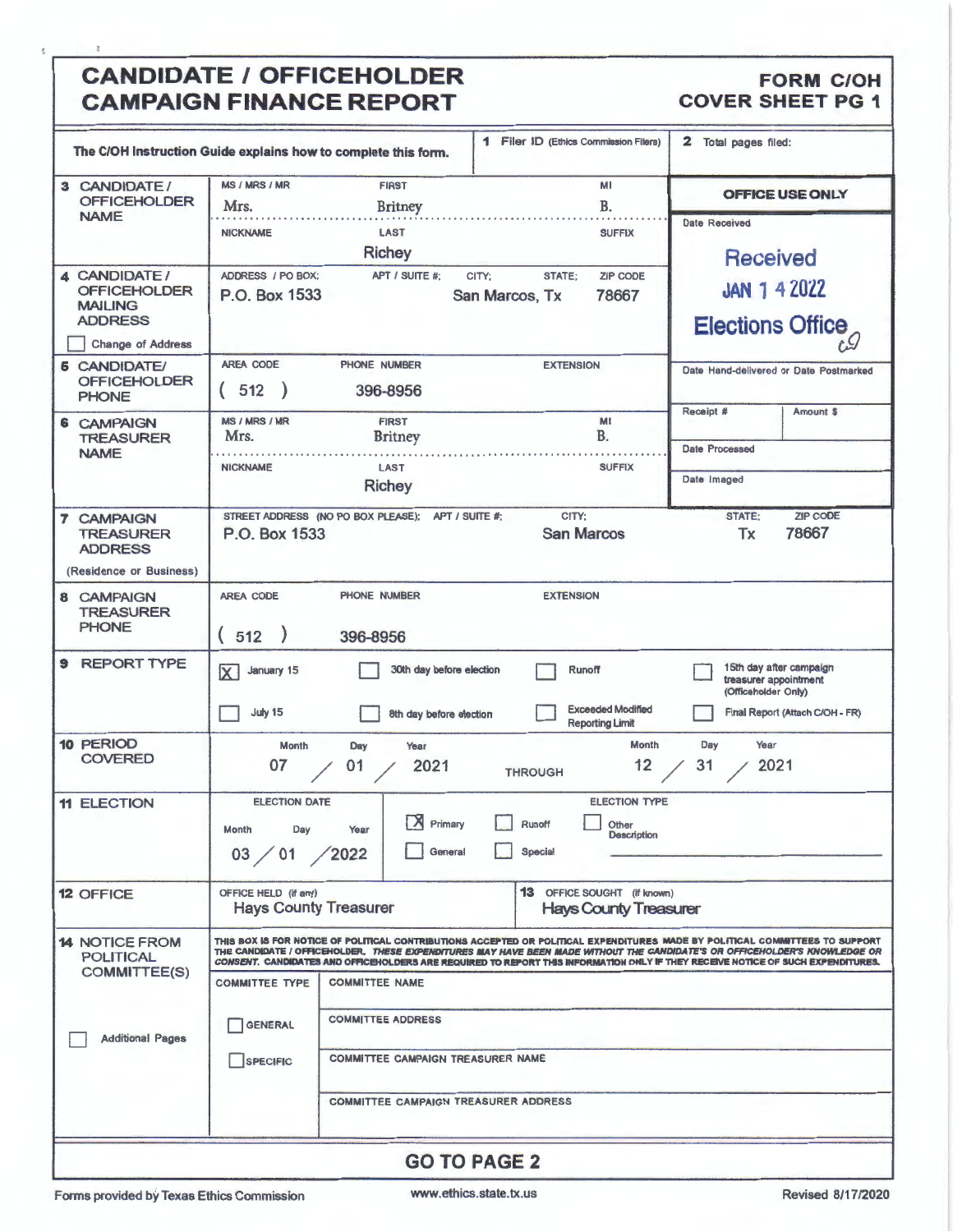# CANDIDATE / OFFICEHOLDER CAMPAIGN FINANCE REPORT

**FORM C/OH**
**COVER SHEET PG 1**

The C/OH Instruction Guide explains how to complete this form.

**1** Filer ID (Ethics Commission Filers):

**2** Total pages filed:

**OFFICE USE ONLY**

Date Received: Received JAN 14 2022 Elections Office

Date Hand-delivered or Date Postmarked:

Receipt #: | Amount $:

Date Processed:

Date Imaged:

| Field | Information |
|---|---|
| **3 CANDIDATE / OFFICEHOLDER NAME** | MS / MRS / MR: Mrs. — FIRST: Britney — MI: B. — NICKNAME: — LAST: Richey — SUFFIX: |
| **4 CANDIDATE / OFFICEHOLDER MAILING ADDRESS** ☐ Change of Address | ADDRESS / PO BOX: P.O. Box 1533 — APT / SUITE #: — CITY: San Marcos, Tx — STATE: — ZIP CODE: 78667 |
| **5 CANDIDATE/ OFFICEHOLDER PHONE** | AREA CODE: (512) — PHONE NUMBER: 396-8956 — EXTENSION: |
| **6 CAMPAIGN TREASURER NAME** | MS / MRS / MR: Mrs. — FIRST: Britney — MI: B. — NICKNAME: — LAST: Richey — SUFFIX: |
| **7 CAMPAIGN TREASURER ADDRESS** (Residence or Business) | STREET ADDRESS (NO PO BOX PLEASE): P.O. Box 1533 — APT / SUITE #: — CITY: San Marcos — STATE: Tx — ZIP CODE: 78667 |
| **8 CAMPAIGN TREASURER PHONE** | AREA CODE: (512) — PHONE NUMBER: 396-8956 — EXTENSION: |

**9 REPORT TYPE**

- [X] January 15
- [ ] 30th day before election
- [ ] Runoff
- [ ] 15th day after campaign treasurer appointment (Officeholder Only)
- [ ] July 15
- [ ] 8th day before election
- [ ] Exceeded Modified Reporting Limit
- [ ] Final Report (Attach C/OH - FR)

**10 PERIOD COVERED**

Month / Day / Year: 07 / 01 / 2021 THROUGH Month / Day / Year: 12 / 31 / 2021

**11 ELECTION**

ELECTION DATE: Month / Day / Year: 03 / 01 / 2022

ELECTION TYPE:
- [X] Primary
- [ ] Runoff
- [ ] Other Description
- [ ] General
- [ ] Special

**12 OFFICE** — OFFICE HELD (if any): Hays County Treasurer

**13** OFFICE SOUGHT (if known): Hays County Treasurer

**14 NOTICE FROM POLITICAL COMMITTEE(S)**

THIS BOX IS FOR NOTICE OF POLITICAL CONTRIBUTIONS ACCEPTED OR POLITICAL EXPENDITURES MADE BY POLITICAL COMMITTEES TO SUPPORT THE CANDIDATE / OFFICEHOLDER. *THESE EXPENDITURES MAY HAVE BEEN MADE WITHOUT THE CANDIDATE'S OR OFFICEHOLDER'S KNOWLEDGE OR CONSENT.* CANDIDATES AND OFFICEHOLDERS ARE REQUIRED TO REPORT THIS INFORMATION ONLY IF THEY RECEIVE NOTICE OF SUCH EXPENDITURES.

☐ Additional Pages

| COMMITTEE TYPE | |
|---|---|
| | COMMITTEE NAME |
| ☐ GENERAL | COMMITTEE ADDRESS |
| ☐ SPECIFIC | COMMITTEE CAMPAIGN TREASURER NAME |
| | COMMITTEE CAMPAIGN TREASURER ADDRESS |

**GO TO PAGE 2**

Forms provided by Texas Ethics Commission — www.ethics.state.tx.us — Revised 8/17/2020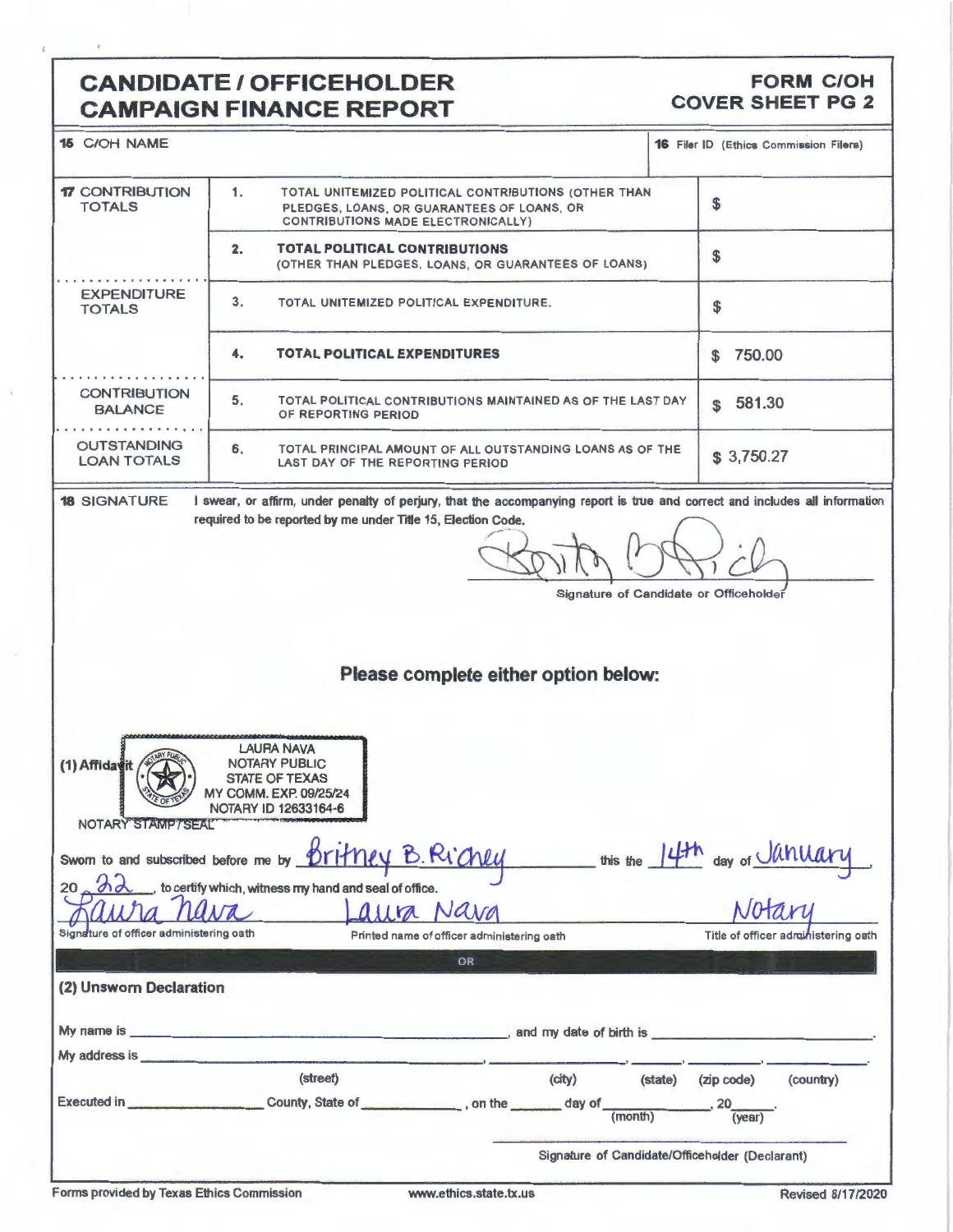# CANDIDATE / OFFICEHOLDER CAMPAIGN FINANCE REPORT

**FORM C/OH COVER SHEET PG 2**

| 15 C/OH NAME | 16 Filer ID (Ethics Commission Filers) |
|---|---|
| | |

| | | | |
|---|---|---|---|
| **17** CONTRIBUTION TOTALS | 1. | TOTAL UNITEMIZED POLITICAL CONTRIBUTIONS (OTHER THAN PLEDGES, LOANS, OR GUARANTEES OF LOANS, OR CONTRIBUTIONS MADE ELECTRONICALLY) | $ |
| | 2. | **TOTAL POLITICAL CONTRIBUTIONS** (OTHER THAN PLEDGES, LOANS, OR GUARANTEES OF LOANS) | $ |
| EXPENDITURE TOTALS | 3. | TOTAL UNITEMIZED POLITICAL EXPENDITURE. | $ |
| | 4. | **TOTAL POLITICAL EXPENDITURES** | $ 750.00 |
| CONTRIBUTION BALANCE | 5. | TOTAL POLITICAL CONTRIBUTIONS MAINTAINED AS OF THE LAST DAY OF REPORTING PERIOD | $ 581.30 |
| OUTSTANDING LOAN TOTALS | 6. | TOTAL PRINCIPAL AMOUNT OF ALL OUTSTANDING LOANS AS OF THE LAST DAY OF THE REPORTING PERIOD | $ 3,750.27 |

**18** SIGNATURE

I swear, or affirm, under penalty of perjury, that the accompanying report is true and correct and includes all information required to be reported by me under Title 15, Election Code.

[Signature]

Signature of Candidate or Officeholder

## Please complete either option below:

**(1) Affidavit**

LAURA NAVA
NOTARY PUBLIC
STATE OF TEXAS
MY COMM. EXP. 09/25/24
NOTARY ID 12633164-6

NOTARY STAMP/SEAL

Sworn to and subscribed before me by Britney B. Richey this the 14th day of January, 20 22, to certify which, witness my hand and seal of office.

| Laura Nava [signature] | Laura Nava | Notary |
|---|---|---|
| Signature of officer administering oath | Printed name of officer administering oath | Title of officer administering oath |

OR

**(2) Unsworn Declaration**

My name is ______________________, and my date of birth is ______________.

My address is ______________, ______________, ______, ______________, ______________.
(street) (city) (state) (zip code) (country)

Executed in ______________ County, State of ______________, on the ______ day of ______________ (month), 20______ (year).

______________________________

Signature of Candidate/Officeholder (Declarant)

Forms provided by Texas Ethics Commission www.ethics.state.tx.us Revised 8/17/2020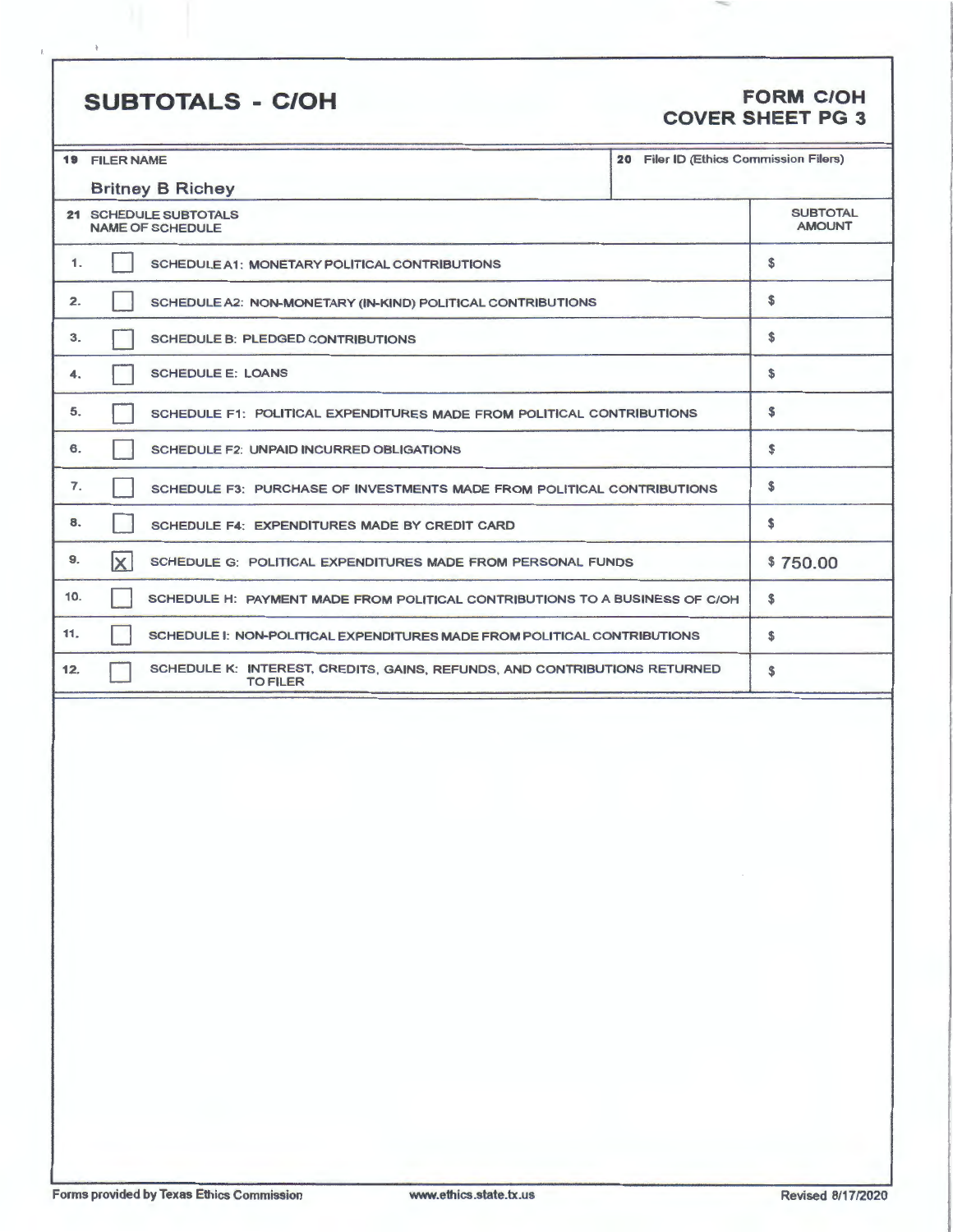# SUBTOTALS - C/OH

**FORM C/OH**
**COVER SHEET PG 3**

| 19 FILER NAME | 20 Filer ID (Ethics Commission Filers) |
|---|---|
| Britney B Richey | |

| 21 SCHEDULE SUBTOTALS NAME OF SCHEDULE | | | SUBTOTAL AMOUNT |
|---|---|---|---|
| 1. | ☐ | SCHEDULE A1: MONETARY POLITICAL CONTRIBUTIONS | $ |
| 2. | ☐ | SCHEDULE A2: NON-MONETARY (IN-KIND) POLITICAL CONTRIBUTIONS | $ |
| 3. | ☐ | SCHEDULE B: PLEDGED CONTRIBUTIONS | $ |
| 4. | ☐ | SCHEDULE E: LOANS | $ |
| 5. | ☐ | SCHEDULE F1: POLITICAL EXPENDITURES MADE FROM POLITICAL CONTRIBUTIONS | $ |
| 6. | ☐ | SCHEDULE F2: UNPAID INCURRED OBLIGATIONS | $ |
| 7. | ☐ | SCHEDULE F3: PURCHASE OF INVESTMENTS MADE FROM POLITICAL CONTRIBUTIONS | $ |
| 8. | ☐ | SCHEDULE F4: EXPENDITURES MADE BY CREDIT CARD | $ |
| 9. | ☒ | SCHEDULE G: POLITICAL EXPENDITURES MADE FROM PERSONAL FUNDS | $ 750.00 |
| 10. | ☐ | SCHEDULE H: PAYMENT MADE FROM POLITICAL CONTRIBUTIONS TO A BUSINESS OF C/OH | $ |
| 11. | ☐ | SCHEDULE I: NON-POLITICAL EXPENDITURES MADE FROM POLITICAL CONTRIBUTIONS | $ |
| 12. | ☐ | SCHEDULE K: INTEREST, CREDITS, GAINS, REFUNDS, AND CONTRIBUTIONS RETURNED TO FILER | $ |

Forms provided by Texas Ethics Commission www.ethics.state.tx.us Revised 8/17/2020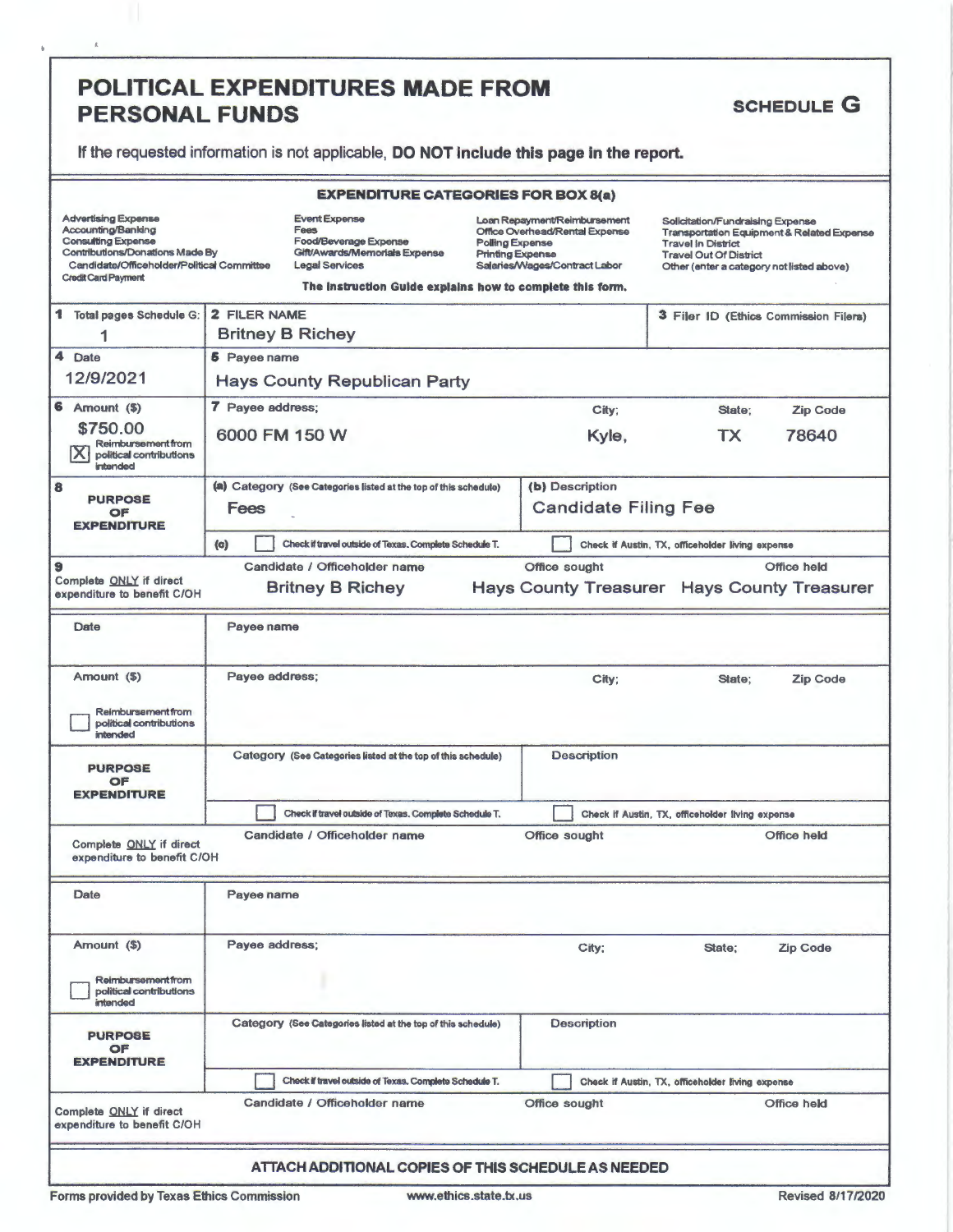# POLITICAL EXPENDITURES MADE FROM PERSONAL FUNDS

**SCHEDULE G**

If the requested information is not applicable, **DO NOT include this page in the report.**

**EXPENDITURE CATEGORIES FOR BOX 8(a)**

| | | | |
|---|---|---|---|
| Advertising Expense<br>Accounting/Banking<br>Consulting Expense<br>Contributions/Donations Made By Candidate/Officeholder/Political Committee<br>Credit Card Payment | Event Expense<br>Fees<br>Food/Beverage Expense<br>Gift/Awards/Memorials Expense<br>Legal Services | Loan Repayment/Reimbursement<br>Office Overhead/Rental Expense<br>Polling Expense<br>Printing Expense<br>Salaries/Wages/Contract Labor | Solicitation/Fundraising Expense<br>Transportation Equipment & Related Expense<br>Travel In District<br>Travel Out Of District<br>Other (enter a category not listed above) |

**The instruction Guide explains how to complete this form.**

| | | | | | |
|---|---|---|---|---|---|
| **1** Total pages Schedule G: 1 | **2** FILER NAME: Britney B Richey | | | **3** Filer ID (Ethics Commission Filers) | |
| **4** Date: 12/9/2021 | **5** Payee name: Hays County Republican Party | | | | |
| **6** Amount ($): $750.00<br>[X] Reimbursement from political contributions intended | **7** Payee address; 6000 FM 150 W | City; Kyle, | | State; TX | Zip Code 78640 |
| **8** PURPOSE OF EXPENDITURE | **(a)** Category (See Categories listed at the top of this schedule): Fees | **(b)** Description: Candidate Filing Fee | | | |
| | **(c)** [ ] Check if travel outside of Texas. Complete Schedule T. | [ ] Check if Austin, TX, officeholder living expense | | | |
| **9** Complete ONLY if direct expenditure to benefit C/OH | Candidate / Officeholder name: Britney B Richey | Office sought: Hays County Treasurer | | Office held: Hays County Treasurer | |

| | | | | | |
|---|---|---|---|---|---|
| Date | Payee name | | | | |
| Amount ($)<br>[ ] Reimbursement from political contributions intended | Payee address; | City; | | State; | Zip Code |
| PURPOSE OF EXPENDITURE | Category (See Categories listed at the top of this schedule) | Description | | | |
| | [ ] Check if travel outside of Texas. Complete Schedule T. | [ ] Check if Austin, TX, officeholder living expense | | | |
| Complete ONLY if direct expenditure to benefit C/OH | Candidate / Officeholder name | Office sought | | Office held | |

| | | | | | |
|---|---|---|---|---|---|
| Date | Payee name | | | | |
| Amount ($)<br>[ ] Reimbursement from political contributions intended | Payee address; | City; | | State; | Zip Code |
| PURPOSE OF EXPENDITURE | Category (See Categories listed at the top of this schedule) | Description | | | |
| | [ ] Check if travel outside of Texas. Complete Schedule T. | [ ] Check if Austin, TX, officeholder living expense | | | |
| Complete ONLY if direct expenditure to benefit C/OH | Candidate / Officeholder name | Office sought | | Office held | |

**ATTACH ADDITIONAL COPIES OF THIS SCHEDULE AS NEEDED**

Forms provided by Texas Ethics Commission | www.ethics.state.tx.us | Revised 8/17/2020